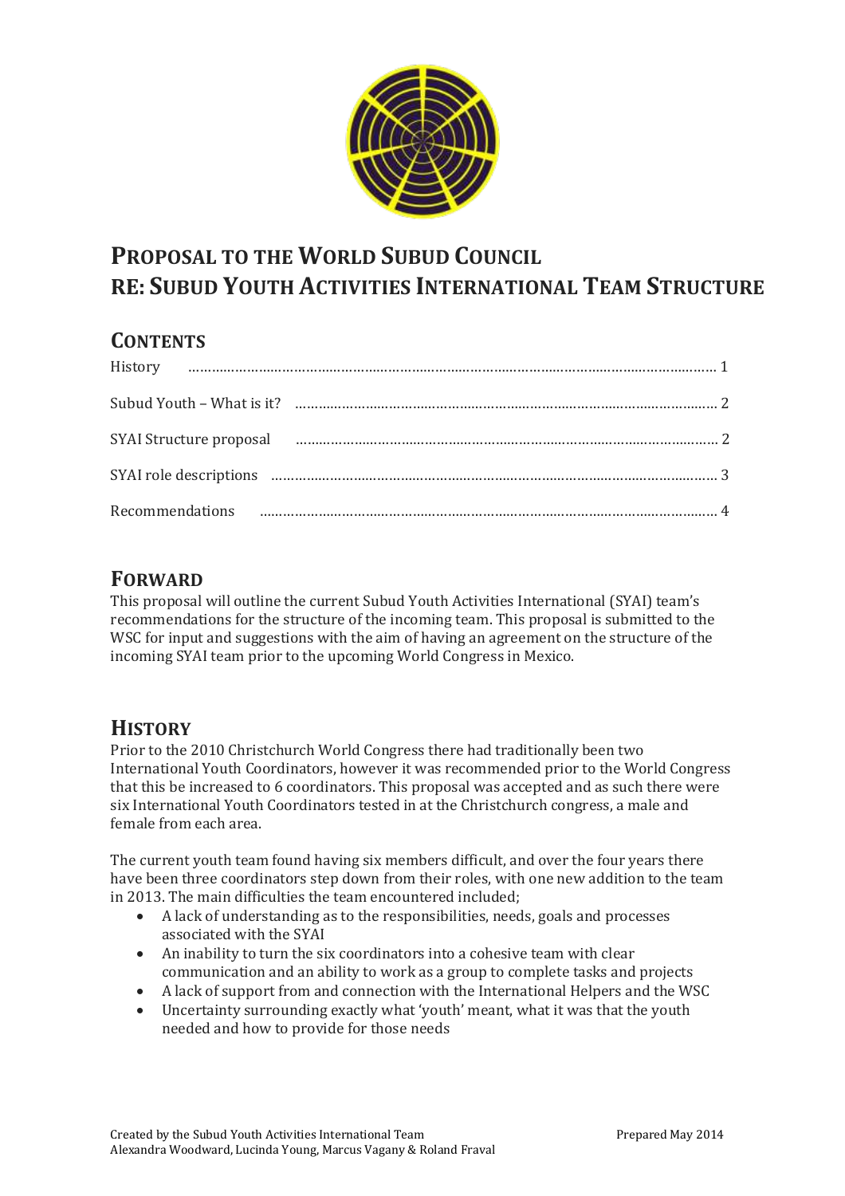# PROPOSAL TO THE WORLD SUBUD COUNCIL
# RE: SUBUD YOUTH ACTIVITIES INTERNATIONAL TEAM STRUCTURE

## CONTENTS

| | |
|---|---|
| History | 1 |
| Subud Youth – What is it? | 2 |
| SYAI Structure proposal | 2 |
| SYAI role descriptions | 3 |
| Recommendations | 4 |

## FORWARD

This proposal will outline the current Subud Youth Activities International (SYAI) team's recommendations for the structure of the incoming team. This proposal is submitted to the WSC for input and suggestions with the aim of having an agreement on the structure of the incoming SYAI team prior to the upcoming World Congress in Mexico.

## HISTORY

Prior to the 2010 Christchurch World Congress there had traditionally been two International Youth Coordinators, however it was recommended prior to the World Congress that this be increased to 6 coordinators. This proposal was accepted and as such there were six International Youth Coordinators tested in at the Christchurch congress, a male and female from each area.

The current youth team found having six members difficult, and over the four years there have been three coordinators step down from their roles, with one new addition to the team in 2013. The main difficulties the team encountered included;

- A lack of understanding as to the responsibilities, needs, goals and processes associated with the SYAI
- An inability to turn the six coordinators into a cohesive team with clear communication and an ability to work as a group to complete tasks and projects
- A lack of support from and connection with the International Helpers and the WSC
- Uncertainty surrounding exactly what 'youth' meant, what it was that the youth needed and how to provide for those needs

Created by the Subud Youth Activities International Team
Alexandra Woodward, Lucinda Young, Marcus Vagany & Roland Fraval

Prepared May 2014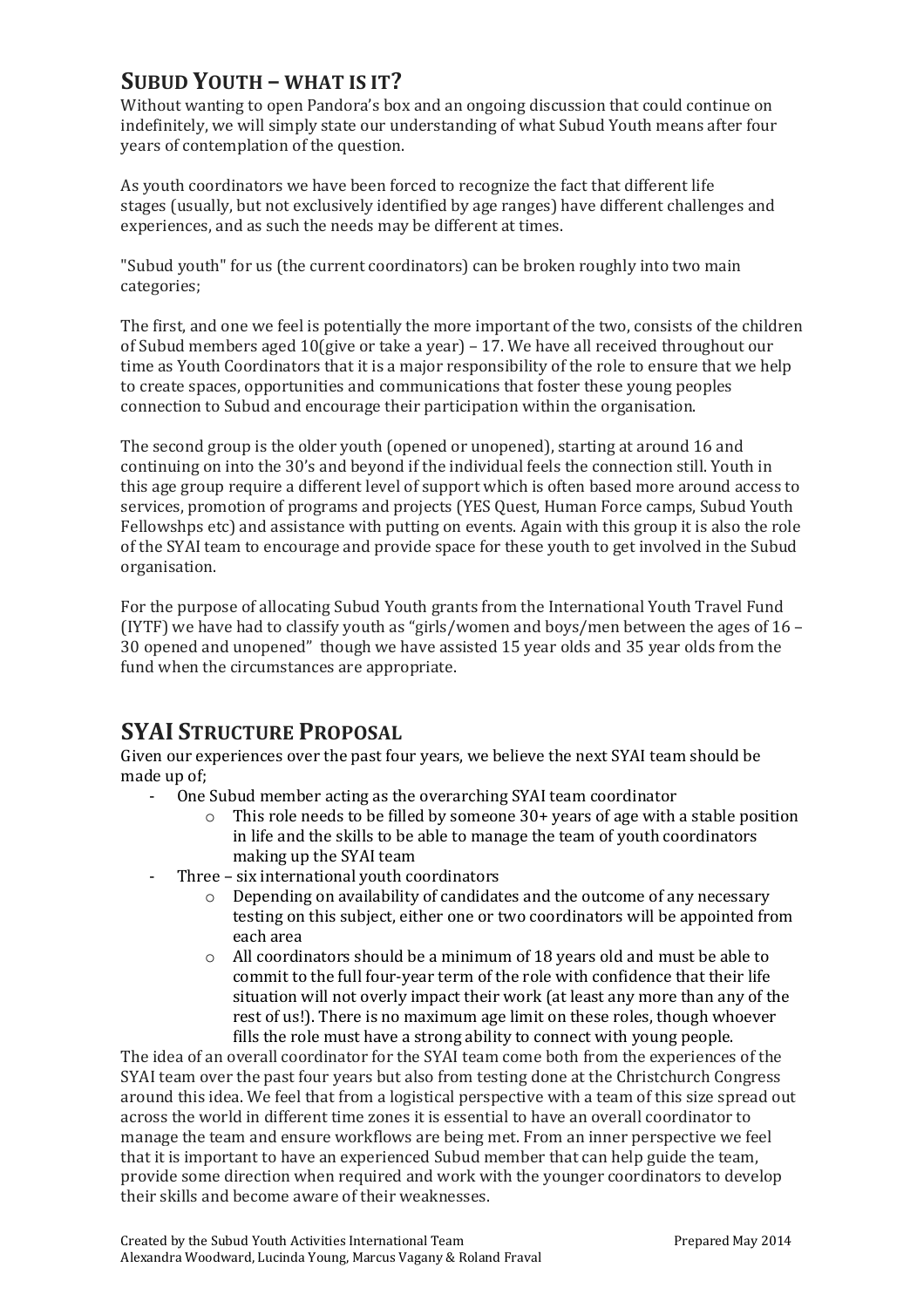## SUBUD YOUTH – WHAT IS IT?

Without wanting to open Pandora's box and an ongoing discussion that could continue on indefinitely, we will simply state our understanding of what Subud Youth means after four years of contemplation of the question.

As youth coordinators we have been forced to recognize the fact that different life stages (usually, but not exclusively identified by age ranges) have different challenges and experiences, and as such the needs may be different at times.

"Subud youth" for us (the current coordinators) can be broken roughly into two main categories;

The first, and one we feel is potentially the more important of the two, consists of the children of Subud members aged 10(give or take a year) – 17. We have all received throughout our time as Youth Coordinators that it is a major responsibility of the role to ensure that we help to create spaces, opportunities and communications that foster these young peoples connection to Subud and encourage their participation within the organisation.

The second group is the older youth (opened or unopened), starting at around 16 and continuing on into the 30's and beyond if the individual feels the connection still. Youth in this age group require a different level of support which is often based more around access to services, promotion of programs and projects (YES Quest, Human Force camps, Subud Youth Fellowshps etc) and assistance with putting on events. Again with this group it is also the role of the SYAI team to encourage and provide space for these youth to get involved in the Subud organisation.

For the purpose of allocating Subud Youth grants from the International Youth Travel Fund (IYTF) we have had to classify youth as "girls/women and boys/men between the ages of 16 – 30 opened and unopened" though we have assisted 15 year olds and 35 year olds from the fund when the circumstances are appropriate.

## SYAI STRUCTURE PROPOSAL

Given our experiences over the past four years, we believe the next SYAI team should be made up of;

- One Subud member acting as the overarching SYAI team coordinator
  - This role needs to be filled by someone 30+ years of age with a stable position in life and the skills to be able to manage the team of youth coordinators making up the SYAI team
- Three – six international youth coordinators
  - Depending on availability of candidates and the outcome of any necessary testing on this subject, either one or two coordinators will be appointed from each area
  - All coordinators should be a minimum of 18 years old and must be able to commit to the full four-year term of the role with confidence that their life situation will not overly impact their work (at least any more than any of the rest of us!). There is no maximum age limit on these roles, though whoever fills the role must have a strong ability to connect with young people.

The idea of an overall coordinator for the SYAI team come both from the experiences of the SYAI team over the past four years but also from testing done at the Christchurch Congress around this idea. We feel that from a logistical perspective with a team of this size spread out across the world in different time zones it is essential to have an overall coordinator to manage the team and ensure workflows are being met. From an inner perspective we feel that it is important to have an experienced Subud member that can help guide the team, provide some direction when required and work with the younger coordinators to develop their skills and become aware of their weaknesses.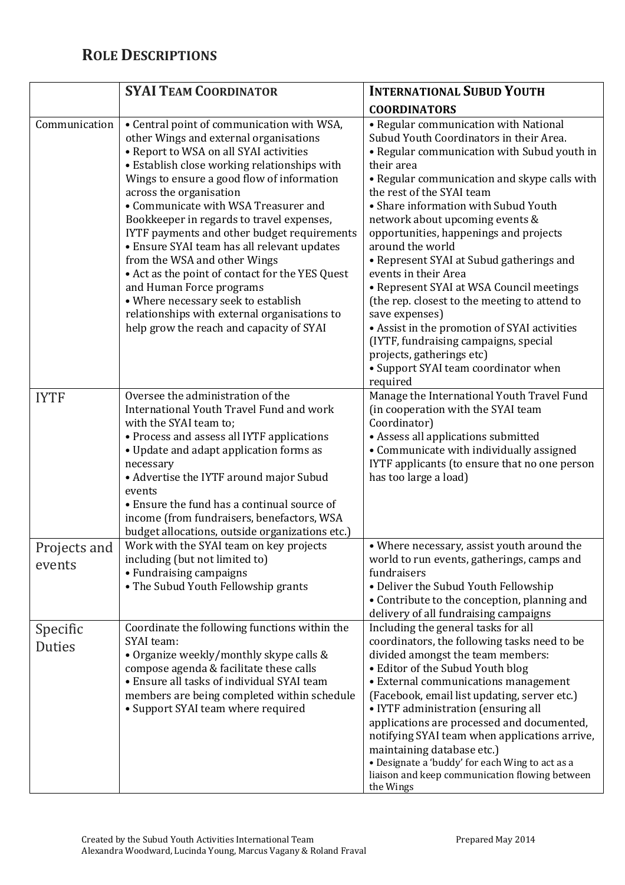## ROLE DESCRIPTIONS

| | SYAI TEAM COORDINATOR | INTERNATIONAL SUBUD YOUTH COORDINATORS |
|---|---|---|
| Communication | • Central point of communication with WSA, other Wings and external organisations<br>• Report to WSA on all SYAI activities<br>• Establish close working relationships with Wings to ensure a good flow of information across the organisation<br>• Communicate with WSA Treasurer and Bookkeeper in regards to travel expenses, IYTF payments and other budget requirements<br>• Ensure SYAI team has all relevant updates from the WSA and other Wings<br>• Act as the point of contact for the YES Quest and Human Force programs<br>• Where necessary seek to establish relationships with external organisations to help grow the reach and capacity of SYAI | • Regular communication with National Subud Youth Coordinators in their Area.<br>• Regular communication with Subud youth in their area<br>• Regular communication and skype calls with the rest of the SYAI team<br>• Share information with Subud Youth network about upcoming events & opportunities, happenings and projects around the world<br>• Represent SYAI at Subud gatherings and events in their Area<br>• Represent SYAI at WSA Council meetings (the rep. closest to the meeting to attend to save expenses)<br>• Assist in the promotion of SYAI activities (IYTF, fundraising campaigns, special projects, gatherings etc)<br>• Support SYAI team coordinator when required |
| IYTF | Oversee the administration of the International Youth Travel Fund and work with the SYAI team to;<br>• Process and assess all IYTF applications<br>• Update and adapt application forms as necessary<br>• Advertise the IYTF around major Subud events<br>• Ensure the fund has a continual source of income (from fundraisers, benefactors, WSA budget allocations, outside organizations etc.) | Manage the International Youth Travel Fund (in cooperation with the SYAI team Coordinator)<br>• Assess all applications submitted<br>• Communicate with individually assigned IYTF applicants (to ensure that no one person has too large a load) |
| Projects and events | Work with the SYAI team on key projects including (but not limited to)<br>• Fundraising campaigns<br>• The Subud Youth Fellowship grants | • Where necessary, assist youth around the world to run events, gatherings, camps and fundraisers<br>• Deliver the Subud Youth Fellowship<br>• Contribute to the conception, planning and delivery of all fundraising campaigns |
| Specific Duties | Coordinate the following functions within the SYAI team:<br>• Organize weekly/monthly skype calls & compose agenda & facilitate these calls<br>• Ensure all tasks of individual SYAI team members are being completed within schedule<br>• Support SYAI team where required | Including the general tasks for all coordinators, the following tasks need to be divided amongst the team members:<br>• Editor of the Subud Youth blog<br>• External communications management (Facebook, email list updating, server etc.)<br>• IYTF administration (ensuring all applications are processed and documented, notifying SYAI team when applications arrive, maintaining database etc.)<br>• Designate a 'buddy' for each Wing to act as a liaison and keep communication flowing between the Wings |

Created by the Subud Youth Activities International Team
Alexandra Woodward, Lucinda Young, Marcus Vagany & Roland Fraval

Prepared May 2014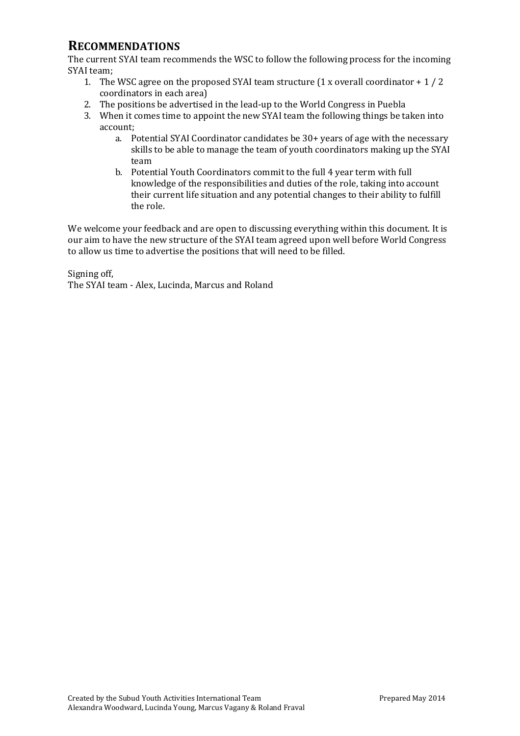## RECOMMENDATIONS

The current SYAI team recommends the WSC to follow the following process for the incoming SYAI team;

1. The WSC agree on the proposed SYAI team structure (1 x overall coordinator + 1 / 2 coordinators in each area)
2. The positions be advertised in the lead-up to the World Congress in Puebla
3. When it comes time to appoint the new SYAI team the following things be taken into account;
   a. Potential SYAI Coordinator candidates be 30+ years of age with the necessary skills to be able to manage the team of youth coordinators making up the SYAI team
   b. Potential Youth Coordinators commit to the full 4 year term with full knowledge of the responsibilities and duties of the role, taking into account their current life situation and any potential changes to their ability to fulfill the role.

We welcome your feedback and are open to discussing everything within this document. It is our aim to have the new structure of the SYAI team agreed upon well before World Congress to allow us time to advertise the positions that will need to be filled.

Signing off,
The SYAI team - Alex, Lucinda, Marcus and Roland